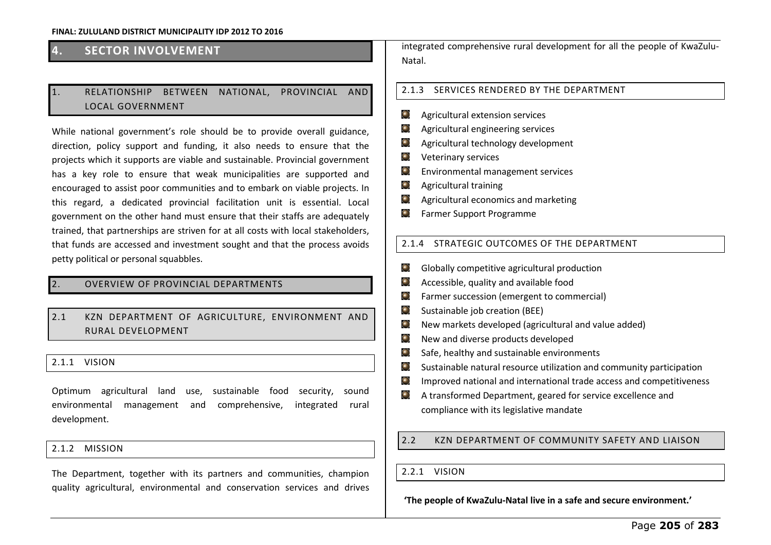# 4. SECTOR INVOLVEMENT

## 1. RELATIONSHIP BETWEEN NATIONAL, PROVINCIAL AND LOCAL GOVERNMENT

While national government's role should be to provide overall guidance, direction, policy support and funding, it also needs to ensure that the projects which it supports are viable and sustainable. Provincial government has a key role to ensure that weak municipalities are supported and encouraged to assist poor communities and to embark on viable projects. In this regard, a dedicated provincial facilitation unit is essential. Local government on the other hand must ensure that their staffs are adequately trained, that partnerships are striven for at all costs with local stakeholders, that funds are accessed and investment sought and that the process avoids petty political or personal squabbles.

## 2. OVERVIEW OF PROVINCIAL DEPARTMENTS

### 2.1 KZN DEPARTMENT OF AGRICULTURE, ENVIRONMENT AND RURAL DEVELOPMENT

#### 2.1.1 VISION

Optimum agricultural land use, sustainable food security, sound environmental management and comprehensive, integrated rural development.

#### 2.1.2 MISSION

The Department, together with its partners and communities, champion quality agricultural, environmental and conservation services and drives integrated comprehensive rural development for all the people of KwaZulu-Natal.

#### 2.1.3 SERVICES RENDERED BY THE DEPARTMENT

- Agricultural extension services
- Agricultural engineering services
- Agricultural technology development
- Veterinary services
- Environmental management services
- Agricultural training
- Agricultural economics and marketing
- Farmer Support Programme

#### 2.1.4 STRATEGIC OUTCOMES OF THE DEPARTMENT

- Globally competitive agricultural production
- Accessible, quality and available food
- Farmer succession (emergent to commercial)
- Sustainable job creation (BEE)
- New markets developed (agricultural and value added)
- New and diverse products developed
- Safe, healthy and sustainable environments
- Sustainable natural resource utilization and community participation
- Improved national and international trade access and competitiveness
- A transformed Department, geared for service excellence and compliance with its legislative mandate

### 2.2 KZN DEPARTMENT OF COMMUNITY SAFETY AND LIAISON

#### 2.2.1 VISION

**'The people of KwaZulu-Natal live in a safe and secure environment.'**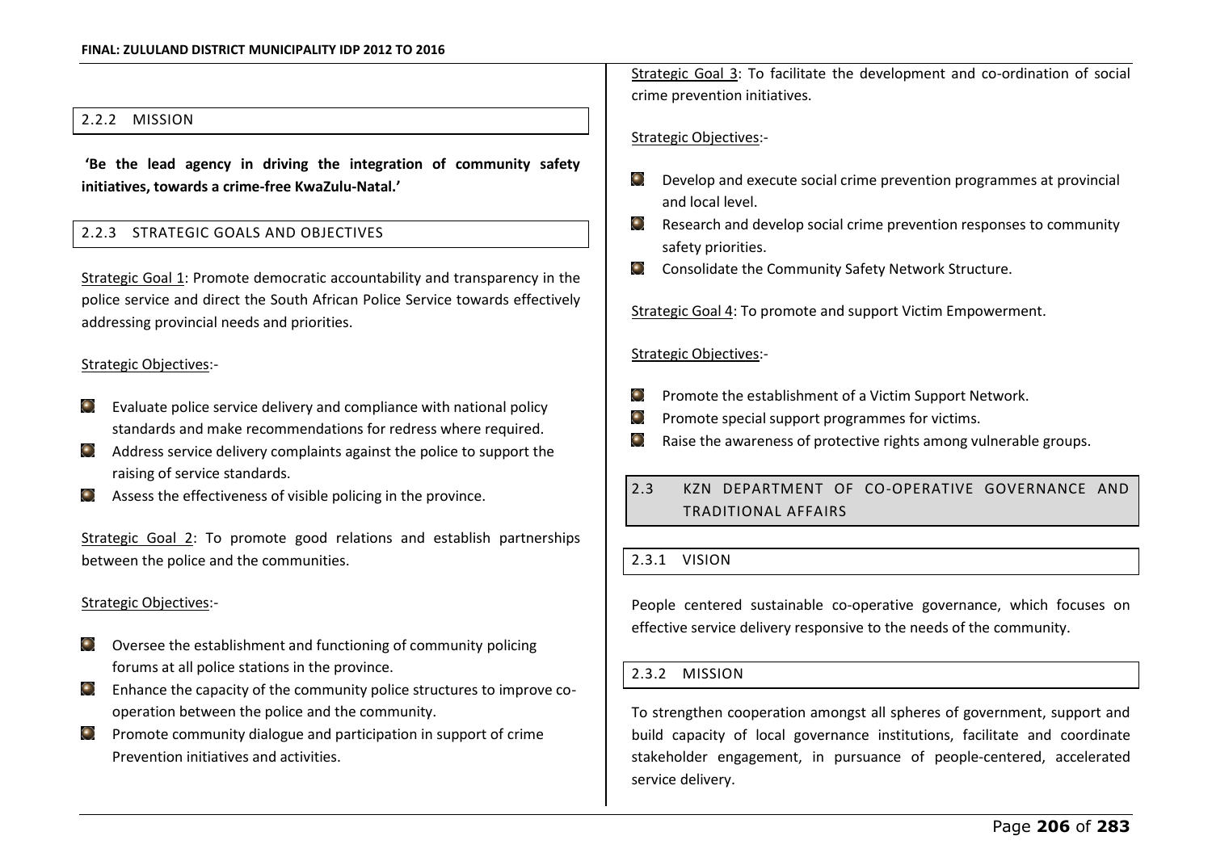### 2.2.2 MISSION

**'Be the lead agency in driving the integration of community safety initiatives, towards a crime-free KwaZulu-Natal.'**

### 2.2.3 STRATEGIC GOALS AND OBJECTIVES

Strategic Goal 1: Promote democratic accountability and transparency in the police service and direct the South African Police Service towards effectively addressing provincial needs and priorities.

Strategic Objectives:-

- Evaluate police service delivery and compliance with national policy standards and make recommendations for redress where required.
- Address service delivery complaints against the police to support the raising of service standards.
- Assess the effectiveness of visible policing in the province.

Strategic Goal 2: To promote good relations and establish partnerships between the police and the communities.

Strategic Objectives:-

- Oversee the establishment and functioning of community policing forums at all police stations in the province.
- Enhance the capacity of the community police structures to improve co-operation between the police and the community.
- Promote community dialogue and participation in support of crime Prevention initiatives and activities.

Strategic Goal 3: To facilitate the development and co-ordination of social crime prevention initiatives.

Strategic Objectives:-

- Develop and execute social crime prevention programmes at provincial and local level.
- Research and develop social crime prevention responses to community safety priorities.
- Consolidate the Community Safety Network Structure.

Strategic Goal 4: To promote and support Victim Empowerment.

Strategic Objectives:-

- Promote the establishment of a Victim Support Network.
- Promote special support programmes for victims.
- Raise the awareness of protective rights among vulnerable groups.

## 2.3 KZN DEPARTMENT OF CO-OPERATIVE GOVERNANCE AND TRADITIONAL AFFAIRS

### 2.3.1 VISION

People centered sustainable co-operative governance, which focuses on effective service delivery responsive to the needs of the community.

### 2.3.2 MISSION

To strengthen cooperation amongst all spheres of government, support and build capacity of local governance institutions, facilitate and coordinate stakeholder engagement, in pursuance of people-centered, accelerated service delivery.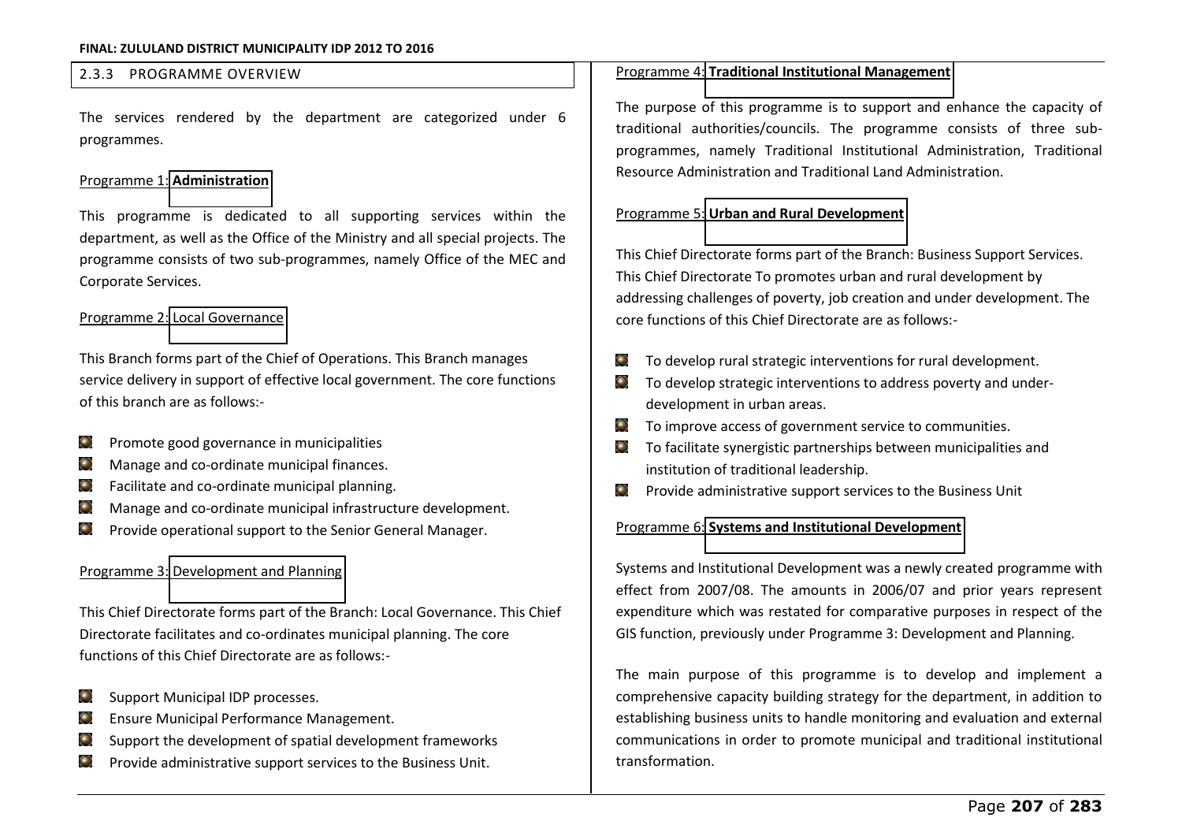### 2.3.3 PROGRAMME OVERVIEW

The services rendered by the department are categorized under 6 programmes.

Programme 1: **Administration**

This programme is dedicated to all supporting services within the department, as well as the Office of the Ministry and all special projects. The programme consists of two sub-programmes, namely Office of the MEC and Corporate Services.

Programme 2: Local Governance

This Branch forms part of the Chief of Operations. This Branch manages service delivery in support of effective local government. The core functions of this branch are as follows:-

- Promote good governance in municipalities
- Manage and co-ordinate municipal finances.
- Facilitate and co-ordinate municipal planning.
- Manage and co-ordinate municipal infrastructure development.
- Provide operational support to the Senior General Manager.

Programme 3: Development and Planning

This Chief Directorate forms part of the Branch: Local Governance. This Chief Directorate facilitates and co-ordinates municipal planning. The core functions of this Chief Directorate are as follows:-

- Support Municipal IDP processes.
- Ensure Municipal Performance Management.
- Support the development of spatial development frameworks
- Provide administrative support services to the Business Unit.

Programme 4: **Traditional Institutional Management**

The purpose of this programme is to support and enhance the capacity of traditional authorities/councils. The programme consists of three sub-programmes, namely Traditional Institutional Administration, Traditional Resource Administration and Traditional Land Administration.

Programme 5: **Urban and Rural Development**

This Chief Directorate forms part of the Branch: Business Support Services. This Chief Directorate To promotes urban and rural development by addressing challenges of poverty, job creation and under development. The core functions of this Chief Directorate are as follows:-

- To develop rural strategic interventions for rural development.
- To develop strategic interventions to address poverty and under-development in urban areas.
- To improve access of government service to communities.
- To facilitate synergistic partnerships between municipalities and institution of traditional leadership.
- Provide administrative support services to the Business Unit

Programme 6: **Systems and Institutional Development**

Systems and Institutional Development was a newly created programme with effect from 2007/08. The amounts in 2006/07 and prior years represent expenditure which was restated for comparative purposes in respect of the GIS function, previously under Programme 3: Development and Planning.

The main purpose of this programme is to develop and implement a comprehensive capacity building strategy for the department, in addition to establishing business units to handle monitoring and evaluation and external communications in order to promote municipal and traditional institutional transformation.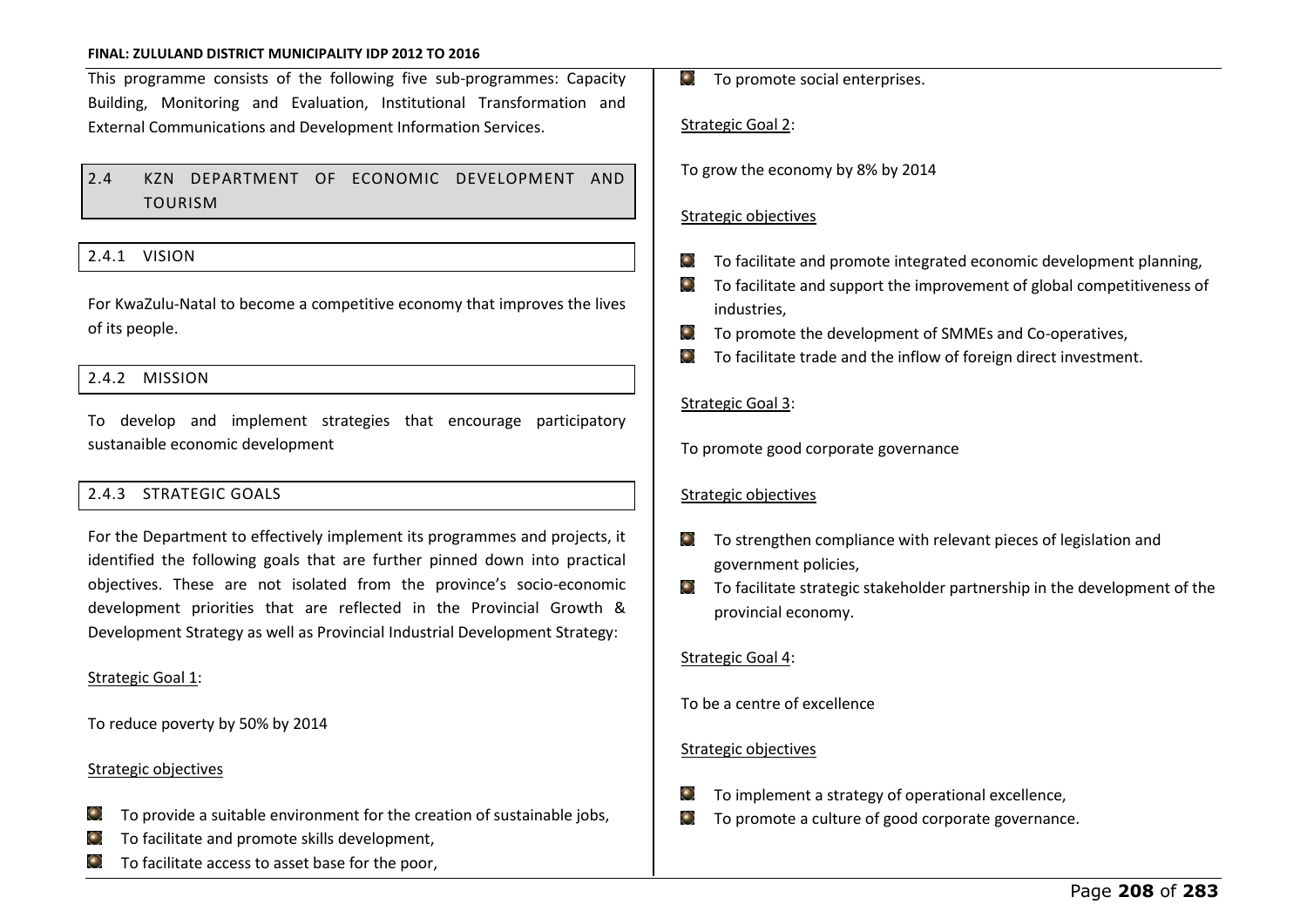This programme consists of the following five sub-programmes: Capacity Building, Monitoring and Evaluation, Institutional Transformation and External Communications and Development Information Services.

## 2.4 KZN DEPARTMENT OF ECONOMIC DEVELOPMENT AND TOURISM

### 2.4.1 VISION

For KwaZulu-Natal to become a competitive economy that improves the lives of its people.

### 2.4.2 MISSION

To develop and implement strategies that encourage participatory sustanaible economic development

### 2.4.3 STRATEGIC GOALS

For the Department to effectively implement its programmes and projects, it identified the following goals that are further pinned down into practical objectives. These are not isolated from the province's socio-economic development priorities that are reflected in the Provincial Growth & Development Strategy as well as Provincial Industrial Development Strategy:

Strategic Goal 1:

To reduce poverty by 50% by 2014

Strategic objectives

- To provide a suitable environment for the creation of sustainable jobs,
- To facilitate and promote skills development,
- To facilitate access to asset base for the poor,
- To promote social enterprises.

Strategic Goal 2:

To grow the economy by 8% by 2014

Strategic objectives

- To facilitate and promote integrated economic development planning,
- To facilitate and support the improvement of global competitiveness of industries,
- To promote the development of SMMEs and Co-operatives,
- To facilitate trade and the inflow of foreign direct investment.

Strategic Goal 3:

To promote good corporate governance

Strategic objectives

- To strengthen compliance with relevant pieces of legislation and government policies,
- To facilitate strategic stakeholder partnership in the development of the provincial economy.

Strategic Goal 4:

To be a centre of excellence

Strategic objectives

- To implement a strategy of operational excellence,
- To promote a culture of good corporate governance.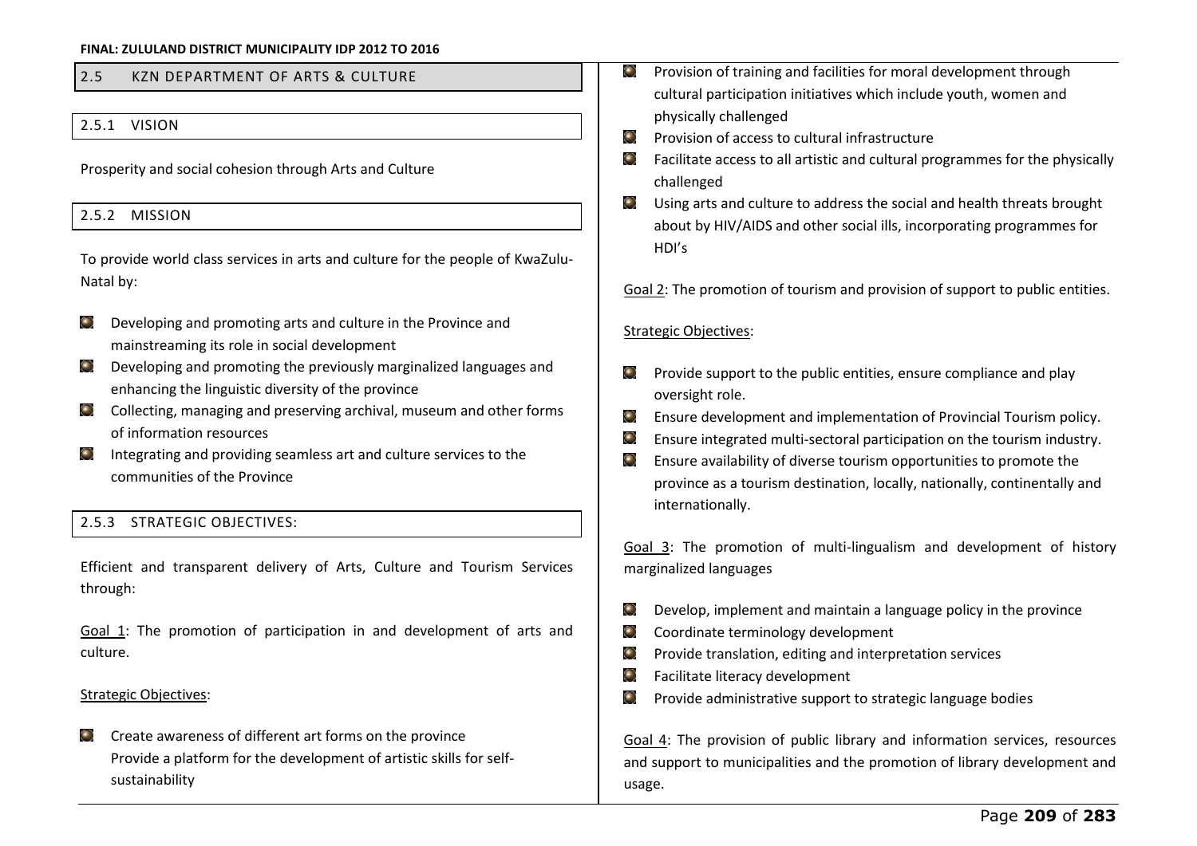## 2.5 KZN DEPARTMENT OF ARTS & CULTURE

### 2.5.1 VISION

Prosperity and social cohesion through Arts and Culture

### 2.5.2 MISSION

To provide world class services in arts and culture for the people of KwaZulu-Natal by:

- Developing and promoting arts and culture in the Province and mainstreaming its role in social development
- Developing and promoting the previously marginalized languages and enhancing the linguistic diversity of the province
- Collecting, managing and preserving archival, museum and other forms of information resources
- Integrating and providing seamless art and culture services to the communities of the Province

### 2.5.3 STRATEGIC OBJECTIVES:

Efficient and transparent delivery of Arts, Culture and Tourism Services through:

Goal 1: The promotion of participation in and development of arts and culture.

Strategic Objectives:

- Create awareness of different art forms on the province
  Provide a platform for the development of artistic skills for self-sustainability
- Provision of training and facilities for moral development through cultural participation initiatives which include youth, women and physically challenged
- Provision of access to cultural infrastructure
- Facilitate access to all artistic and cultural programmes for the physically challenged
- Using arts and culture to address the social and health threats brought about by HIV/AIDS and other social ills, incorporating programmes for HDI's

Goal 2: The promotion of tourism and provision of support to public entities.

Strategic Objectives:

- Provide support to the public entities, ensure compliance and play oversight role.
- Ensure development and implementation of Provincial Tourism policy.
- Ensure integrated multi-sectoral participation on the tourism industry.
- Ensure availability of diverse tourism opportunities to promote the province as a tourism destination, locally, nationally, continentally and internationally.

Goal 3: The promotion of multi-lingualism and development of history marginalized languages

- Develop, implement and maintain a language policy in the province
- Coordinate terminology development
- Provide translation, editing and interpretation services
- Facilitate literacy development
- Provide administrative support to strategic language bodies

Goal 4: The provision of public library and information services, resources and support to municipalities and the promotion of library development and usage.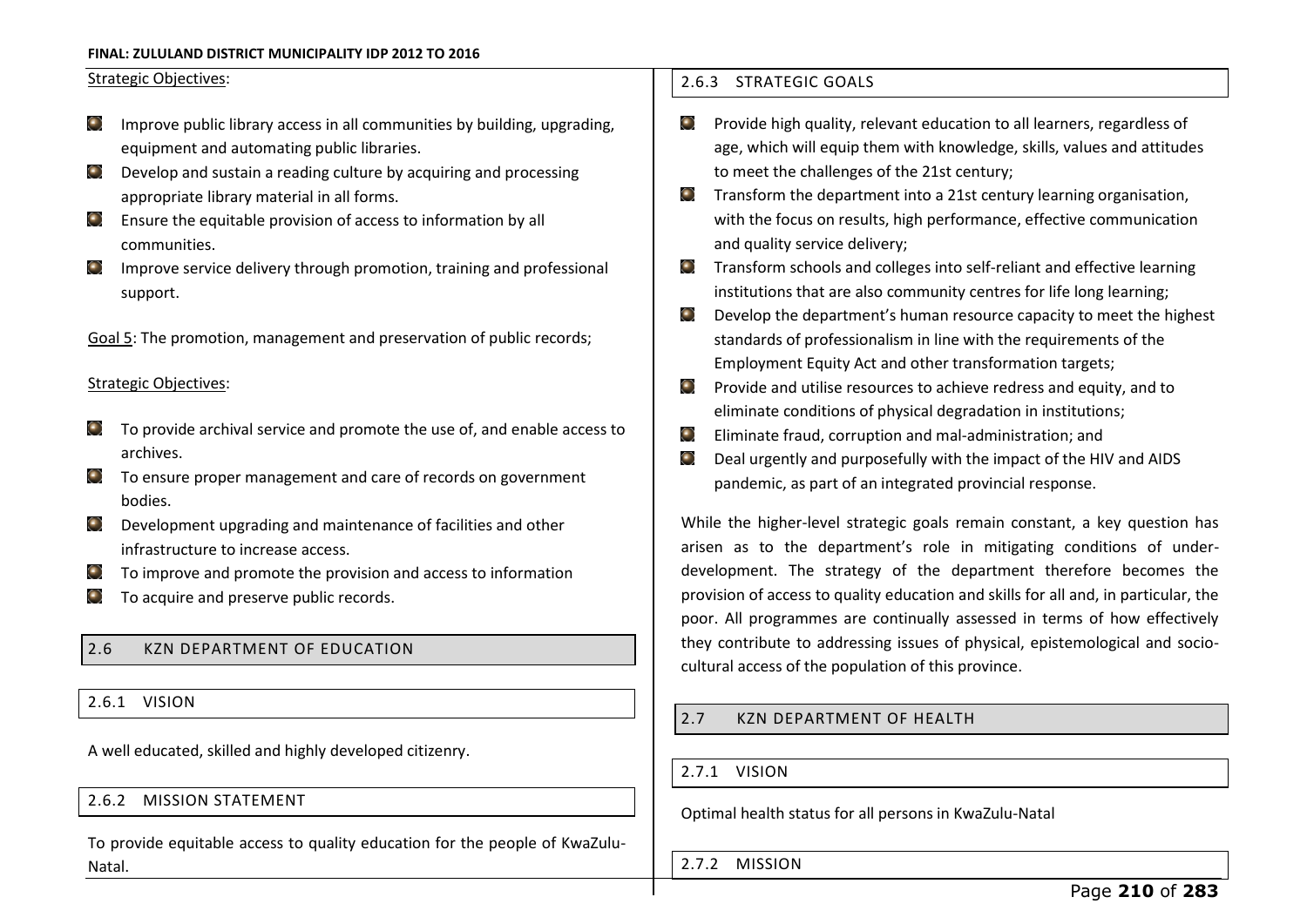Strategic Objectives:

- Improve public library access in all communities by building, upgrading, equipment and automating public libraries.
- Develop and sustain a reading culture by acquiring and processing appropriate library material in all forms.
- Ensure the equitable provision of access to information by all communities.
- Improve service delivery through promotion, training and professional support.

Goal 5: The promotion, management and preservation of public records;

Strategic Objectives:

- To provide archival service and promote the use of, and enable access to archives.
- To ensure proper management and care of records on government bodies.
- Development upgrading and maintenance of facilities and other infrastructure to increase access.
- To improve and promote the provision and access to information
- To acquire and preserve public records.

## 2.6 KZN DEPARTMENT OF EDUCATION

### 2.6.1 VISION

A well educated, skilled and highly developed citizenry.

### 2.6.2 MISSION STATEMENT

To provide equitable access to quality education for the people of KwaZulu-Natal.

### 2.6.3 STRATEGIC GOALS

- Provide high quality, relevant education to all learners, regardless of age, which will equip them with knowledge, skills, values and attitudes to meet the challenges of the 21st century;
- Transform the department into a 21st century learning organisation, with the focus on results, high performance, effective communication and quality service delivery;
- Transform schools and colleges into self-reliant and effective learning institutions that are also community centres for life long learning;
- Develop the department's human resource capacity to meet the highest standards of professionalism in line with the requirements of the Employment Equity Act and other transformation targets;
- Provide and utilise resources to achieve redress and equity, and to eliminate conditions of physical degradation in institutions;
- Eliminate fraud, corruption and mal-administration; and
- Deal urgently and purposefully with the impact of the HIV and AIDS pandemic, as part of an integrated provincial response.

While the higher-level strategic goals remain constant, a key question has arisen as to the department's role in mitigating conditions of under-development. The strategy of the department therefore becomes the provision of access to quality education and skills for all and, in particular, the poor. All programmes are continually assessed in terms of how effectively they contribute to addressing issues of physical, epistemological and socio-cultural access of the population of this province.

## 2.7 KZN DEPARTMENT OF HEALTH

### 2.7.1 VISION

Optimal health status for all persons in KwaZulu-Natal

### 2.7.2 MISSION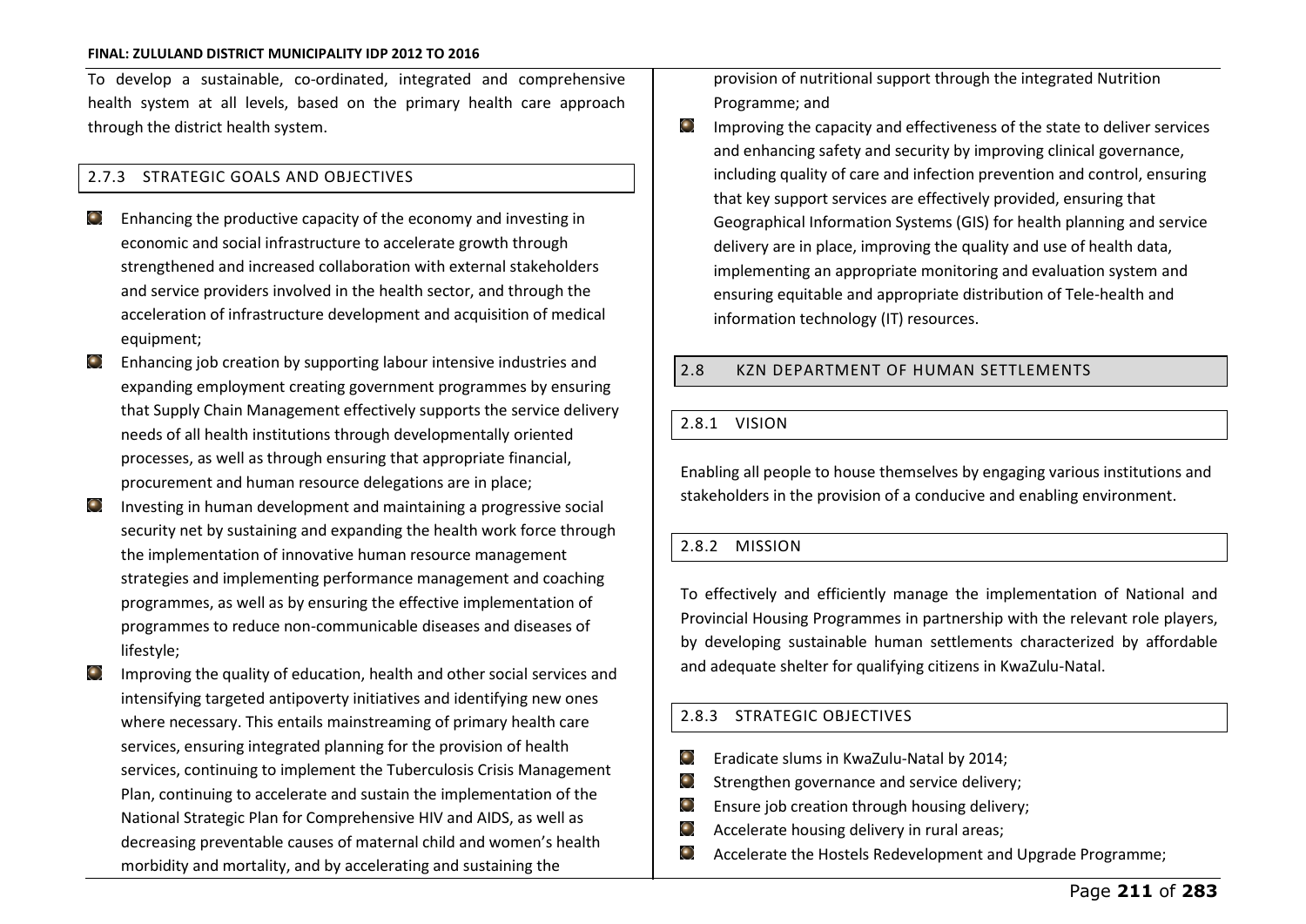To develop a sustainable, co-ordinated, integrated and comprehensive health system at all levels, based on the primary health care approach through the district health system.

### 2.7.3 STRATEGIC GOALS AND OBJECTIVES

- Enhancing the productive capacity of the economy and investing in economic and social infrastructure to accelerate growth through strengthened and increased collaboration with external stakeholders and service providers involved in the health sector, and through the acceleration of infrastructure development and acquisition of medical equipment;
- Enhancing job creation by supporting labour intensive industries and expanding employment creating government programmes by ensuring that Supply Chain Management effectively supports the service delivery needs of all health institutions through developmentally oriented processes, as well as through ensuring that appropriate financial, procurement and human resource delegations are in place;
- Investing in human development and maintaining a progressive social security net by sustaining and expanding the health work force through the implementation of innovative human resource management strategies and implementing performance management and coaching programmes, as well as by ensuring the effective implementation of programmes to reduce non-communicable diseases and diseases of lifestyle;
- Improving the quality of education, health and other social services and intensifying targeted antipoverty initiatives and identifying new ones where necessary. This entails mainstreaming of primary health care services, ensuring integrated planning for the provision of health services, continuing to implement the Tuberculosis Crisis Management Plan, continuing to accelerate and sustain the implementation of the National Strategic Plan for Comprehensive HIV and AIDS, as well as decreasing preventable causes of maternal child and women's health morbidity and mortality, and by accelerating and sustaining the provision of nutritional support through the integrated Nutrition Programme; and
- Improving the capacity and effectiveness of the state to deliver services and enhancing safety and security by improving clinical governance, including quality of care and infection prevention and control, ensuring that key support services are effectively provided, ensuring that Geographical Information Systems (GIS) for health planning and service delivery are in place, improving the quality and use of health data, implementing an appropriate monitoring and evaluation system and ensuring equitable and appropriate distribution of Tele-health and information technology (IT) resources.

## 2.8 KZN DEPARTMENT OF HUMAN SETTLEMENTS

### 2.8.1 VISION

Enabling all people to house themselves by engaging various institutions and stakeholders in the provision of a conducive and enabling environment.

### 2.8.2 MISSION

To effectively and efficiently manage the implementation of National and Provincial Housing Programmes in partnership with the relevant role players, by developing sustainable human settlements characterized by affordable and adequate shelter for qualifying citizens in KwaZulu-Natal.

### 2.8.3 STRATEGIC OBJECTIVES

- Eradicate slums in KwaZulu-Natal by 2014;
- Strengthen governance and service delivery;
- Ensure job creation through housing delivery;
- Accelerate housing delivery in rural areas;
- Accelerate the Hostels Redevelopment and Upgrade Programme;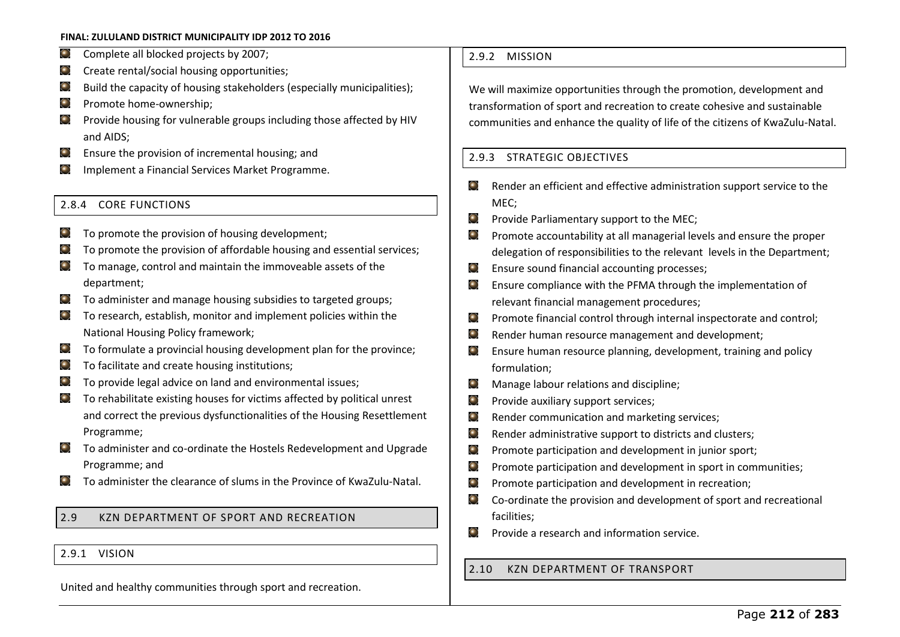- Complete all blocked projects by 2007;
- Create rental/social housing opportunities;
- Build the capacity of housing stakeholders (especially municipalities);
- Promote home-ownership;
- Provide housing for vulnerable groups including those affected by HIV and AIDS;
- Ensure the provision of incremental housing; and
- Implement a Financial Services Market Programme.

### 2.8.4 CORE FUNCTIONS

- To promote the provision of housing development;
- To promote the provision of affordable housing and essential services;
- To manage, control and maintain the immoveable assets of the department;
- To administer and manage housing subsidies to targeted groups;
- To research, establish, monitor and implement policies within the National Housing Policy framework;
- To formulate a provincial housing development plan for the province;
- To facilitate and create housing institutions;
- To provide legal advice on land and environmental issues;
- To rehabilitate existing houses for victims affected by political unrest and correct the previous dysfunctionalities of the Housing Resettlement Programme;
- To administer and co-ordinate the Hostels Redevelopment and Upgrade Programme; and
- To administer the clearance of slums in the Province of KwaZulu-Natal.

## 2.9 KZN DEPARTMENT OF SPORT AND RECREATION

### 2.9.1 VISION

United and healthy communities through sport and recreation.

### 2.9.2 MISSION

We will maximize opportunities through the promotion, development and transformation of sport and recreation to create cohesive and sustainable communities and enhance the quality of life of the citizens of KwaZulu-Natal.

### 2.9.3 STRATEGIC OBJECTIVES

- Render an efficient and effective administration support service to the MEC;
- Provide Parliamentary support to the MEC;
- Promote accountability at all managerial levels and ensure the proper delegation of responsibilities to the relevant levels in the Department;
- Ensure sound financial accounting processes;
- Ensure compliance with the PFMA through the implementation of relevant financial management procedures;
- Promote financial control through internal inspectorate and control;
- Render human resource management and development;
- Ensure human resource planning, development, training and policy formulation;
- Manage labour relations and discipline;
- Provide auxiliary support services;
- Render communication and marketing services;
- Render administrative support to districts and clusters;
- Promote participation and development in junior sport;
- Promote participation and development in sport in communities;
- Promote participation and development in recreation;
- Co-ordinate the provision and development of sport and recreational facilities;
- Provide a research and information service.

## 2.10 KZN DEPARTMENT OF TRANSPORT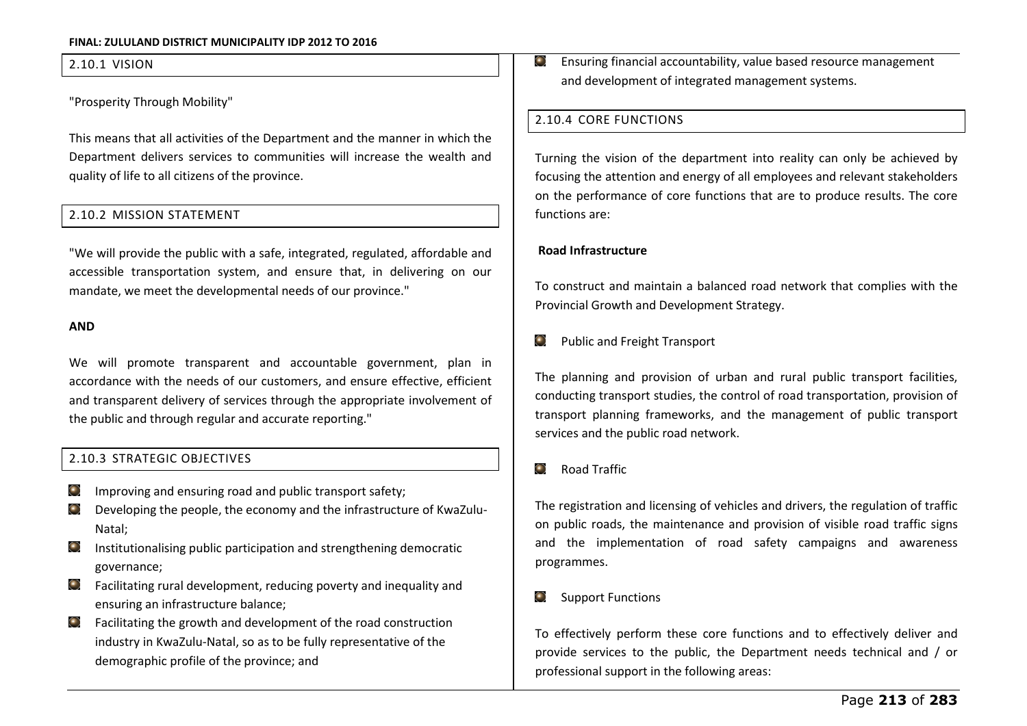### 2.10.1 VISION

"Prosperity Through Mobility"

This means that all activities of the Department and the manner in which the Department delivers services to communities will increase the wealth and quality of life to all citizens of the province.

### 2.10.2 MISSION STATEMENT

"We will provide the public with a safe, integrated, regulated, affordable and accessible transportation system, and ensure that, in delivering on our mandate, we meet the developmental needs of our province."

**AND**

We will promote transparent and accountable government, plan in accordance with the needs of our customers, and ensure effective, efficient and transparent delivery of services through the appropriate involvement of the public and through regular and accurate reporting."

### 2.10.3 STRATEGIC OBJECTIVES

- Improving and ensuring road and public transport safety;
- Developing the people, the economy and the infrastructure of KwaZulu-Natal;
- Institutionalising public participation and strengthening democratic governance;
- Facilitating rural development, reducing poverty and inequality and ensuring an infrastructure balance;
- Facilitating the growth and development of the road construction industry in KwaZulu-Natal, so as to be fully representative of the demographic profile of the province; and
- Ensuring financial accountability, value based resource management and development of integrated management systems.

### 2.10.4 CORE FUNCTIONS

Turning the vision of the department into reality can only be achieved by focusing the attention and energy of all employees and relevant stakeholders on the performance of core functions that are to produce results. The core functions are:

**Road Infrastructure**

To construct and maintain a balanced road network that complies with the Provincial Growth and Development Strategy.

- Public and Freight Transport

The planning and provision of urban and rural public transport facilities, conducting transport studies, the control of road transportation, provision of transport planning frameworks, and the management of public transport services and the public road network.

- Road Traffic

The registration and licensing of vehicles and drivers, the regulation of traffic on public roads, the maintenance and provision of visible road traffic signs and the implementation of road safety campaigns and awareness programmes.

- Support Functions

To effectively perform these core functions and to effectively deliver and provide services to the public, the Department needs technical and / or professional support in the following areas: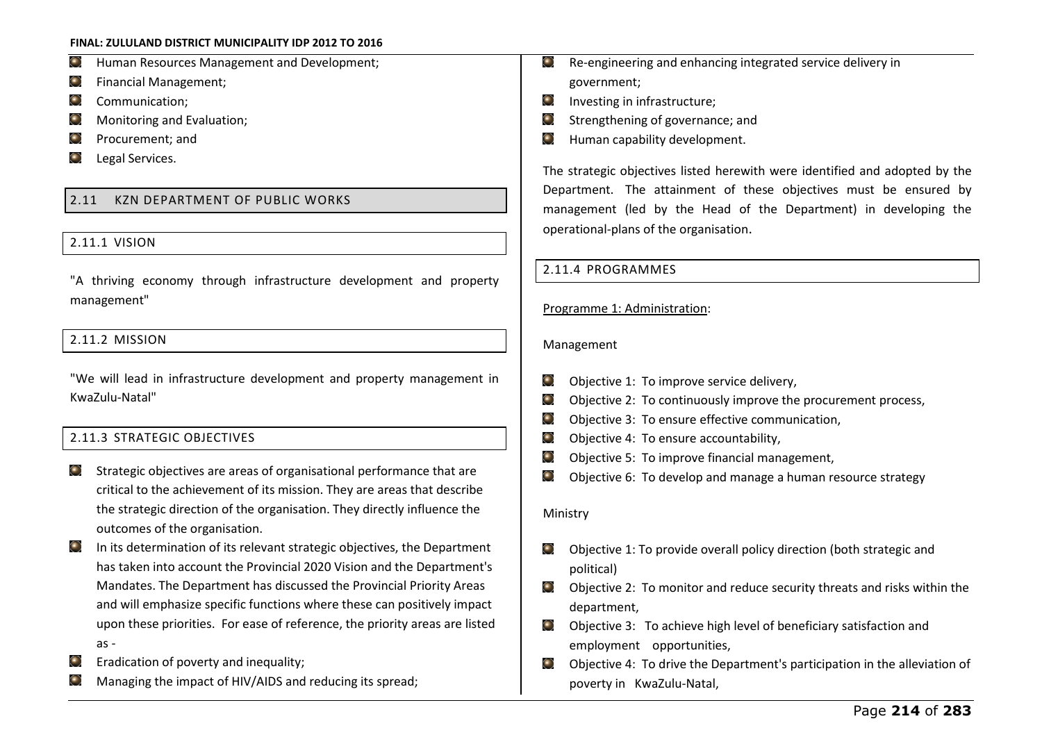- Human Resources Management and Development;
- Financial Management;
- Communication;
- Monitoring and Evaluation;
- Procurement; and
- Legal Services.

## 2.11 KZN DEPARTMENT OF PUBLIC WORKS

### 2.11.1 VISION

"A thriving economy through infrastructure development and property management"

### 2.11.2 MISSION

"We will lead in infrastructure development and property management in KwaZulu-Natal"

### 2.11.3 STRATEGIC OBJECTIVES

- Strategic objectives are areas of organisational performance that are critical to the achievement of its mission. They are areas that describe the strategic direction of the organisation. They directly influence the outcomes of the organisation.
- In its determination of its relevant strategic objectives, the Department has taken into account the Provincial 2020 Vision and the Department's Mandates. The Department has discussed the Provincial Priority Areas and will emphasize specific functions where these can positively impact upon these priorities. For ease of reference, the priority areas are listed as -
- Eradication of poverty and inequality;
- Managing the impact of HIV/AIDS and reducing its spread;
- Re-engineering and enhancing integrated service delivery in government;
- Investing in infrastructure;
- Strengthening of governance; and
- Human capability development.

The strategic objectives listed herewith were identified and adopted by the Department. The attainment of these objectives must be ensured by management (led by the Head of the Department) in developing the operational-plans of the organisation.

### 2.11.4 PROGRAMMES

Programme 1: Administration:

Management

- Objective 1: To improve service delivery,
- Objective 2: To continuously improve the procurement process,
- Objective 3: To ensure effective communication,
- Objective 4: To ensure accountability,
- Objective 5: To improve financial management,
- Objective 6: To develop and manage a human resource strategy

Ministry

- Objective 1: To provide overall policy direction (both strategic and political)
- Objective 2: To monitor and reduce security threats and risks within the department,
- Objective 3: To achieve high level of beneficiary satisfaction and employment opportunities,
- Objective 4: To drive the Department's participation in the alleviation of poverty in KwaZulu-Natal,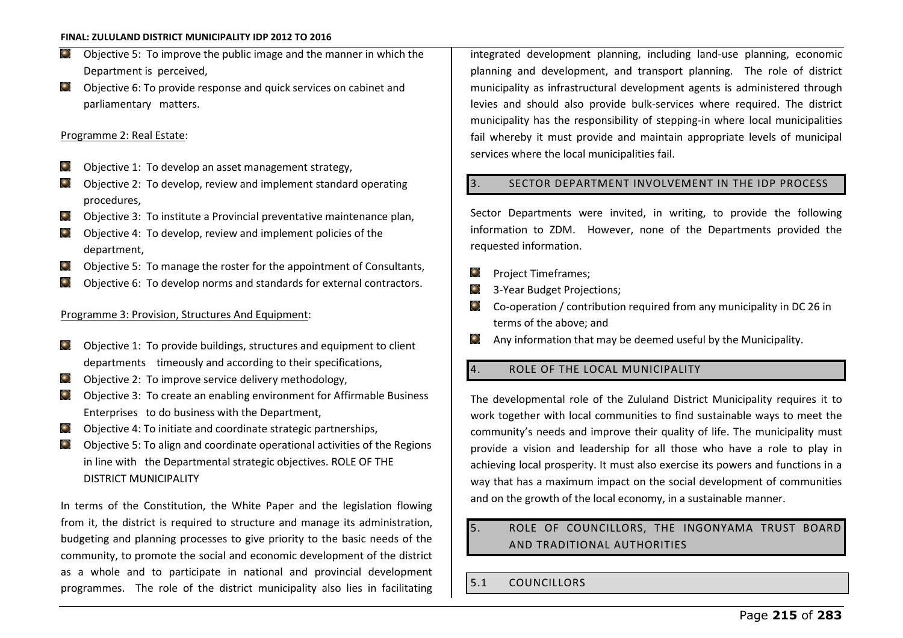- Objective 5: To improve the public image and the manner in which the Department is perceived,
- Objective 6: To provide response and quick services on cabinet and parliamentary matters.

Programme 2: Real Estate:

- Objective 1: To develop an asset management strategy,
- Objective 2: To develop, review and implement standard operating procedures,
- Objective 3: To institute a Provincial preventative maintenance plan,
- Objective 4: To develop, review and implement policies of the department,
- Objective 5: To manage the roster for the appointment of Consultants,
- Objective 6: To develop norms and standards for external contractors.

Programme 3: Provision, Structures And Equipment:

- Objective 1: To provide buildings, structures and equipment to client departments timeously and according to their specifications,
- Objective 2: To improve service delivery methodology,
- Objective 3: To create an enabling environment for Affirmable Business Enterprises to do business with the Department,
- Objective 4: To initiate and coordinate strategic partnerships,
- Objective 5: To align and coordinate operational activities of the Regions in line with the Departmental strategic objectives. ROLE OF THE DISTRICT MUNICIPALITY

In terms of the Constitution, the White Paper and the legislation flowing from it, the district is required to structure and manage its administration, budgeting and planning processes to give priority to the basic needs of the community, to promote the social and economic development of the district as a whole and to participate in national and provincial development programmes. The role of the district municipality also lies in facilitating integrated development planning, including land-use planning, economic planning and development, and transport planning. The role of district municipality as infrastructural development agents is administered through levies and should also provide bulk-services where required. The district municipality has the responsibility of stepping-in where local municipalities fail whereby it must provide and maintain appropriate levels of municipal services where the local municipalities fail.

## 3. SECTOR DEPARTMENT INVOLVEMENT IN THE IDP PROCESS

Sector Departments were invited, in writing, to provide the following information to ZDM. However, none of the Departments provided the requested information.

- Project Timeframes;
- 3-Year Budget Projections;
- Co-operation / contribution required from any municipality in DC 26 in terms of the above; and
- Any information that may be deemed useful by the Municipality.

## 4. ROLE OF THE LOCAL MUNICIPALITY

The developmental role of the Zululand District Municipality requires it to work together with local communities to find sustainable ways to meet the community's needs and improve their quality of life. The municipality must provide a vision and leadership for all those who have a role to play in achieving local prosperity. It must also exercise its powers and functions in a way that has a maximum impact on the social development of communities and on the growth of the local economy, in a sustainable manner.

## 5. ROLE OF COUNCILLORS, THE INGONYAMA TRUST BOARD AND TRADITIONAL AUTHORITIES

### 5.1 COUNCILLORS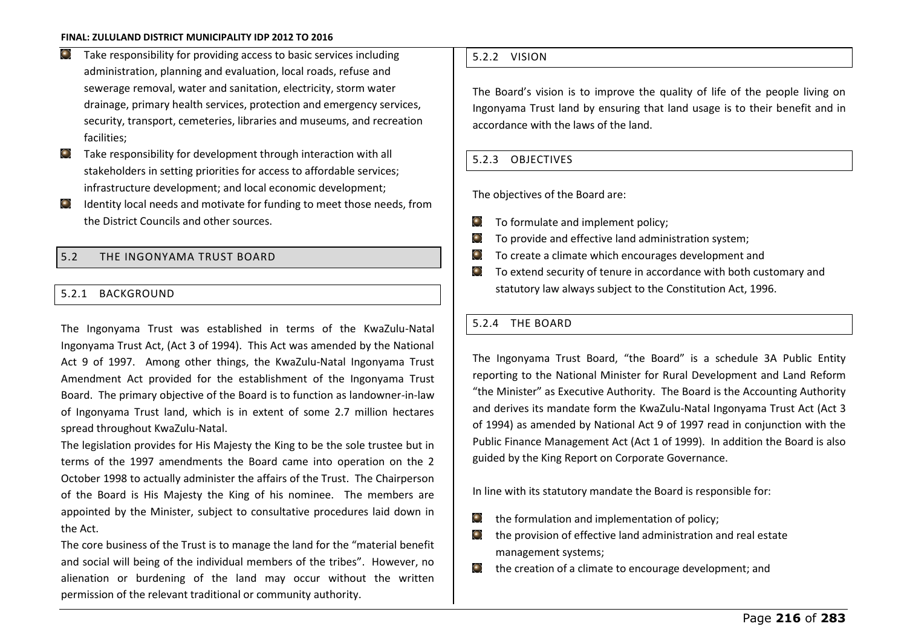- Take responsibility for providing access to basic services including administration, planning and evaluation, local roads, refuse and sewerage removal, water and sanitation, electricity, storm water drainage, primary health services, protection and emergency services, security, transport, cemeteries, libraries and museums, and recreation facilities;
- Take responsibility for development through interaction with all stakeholders in setting priorities for access to affordable services; infrastructure development; and local economic development;
- Identity local needs and motivate for funding to meet those needs, from the District Councils and other sources.

## 5.2 THE INGONYAMA TRUST BOARD

### 5.2.1 BACKGROUND

The Ingonyama Trust was established in terms of the KwaZulu-Natal Ingonyama Trust Act, (Act 3 of 1994). This Act was amended by the National Act 9 of 1997. Among other things, the KwaZulu-Natal Ingonyama Trust Amendment Act provided for the establishment of the Ingonyama Trust Board. The primary objective of the Board is to function as landowner-in-law of Ingonyama Trust land, which is in extent of some 2.7 million hectares spread throughout KwaZulu-Natal.

The legislation provides for His Majesty the King to be the sole trustee but in terms of the 1997 amendments the Board came into operation on the 2 October 1998 to actually administer the affairs of the Trust. The Chairperson of the Board is His Majesty the King of his nominee. The members are appointed by the Minister, subject to consultative procedures laid down in the Act.

The core business of the Trust is to manage the land for the "material benefit and social will being of the individual members of the tribes". However, no alienation or burdening of the land may occur without the written permission of the relevant traditional or community authority.

### 5.2.2 VISION

The Board's vision is to improve the quality of life of the people living on Ingonyama Trust land by ensuring that land usage is to their benefit and in accordance with the laws of the land.

### 5.2.3 OBJECTIVES

The objectives of the Board are:

- To formulate and implement policy;
- To provide and effective land administration system;
- To create a climate which encourages development and
- To extend security of tenure in accordance with both customary and statutory law always subject to the Constitution Act, 1996.

### 5.2.4 THE BOARD

The Ingonyama Trust Board, "the Board" is a schedule 3A Public Entity reporting to the National Minister for Rural Development and Land Reform "the Minister" as Executive Authority. The Board is the Accounting Authority and derives its mandate form the KwaZulu-Natal Ingonyama Trust Act (Act 3 of 1994) as amended by National Act 9 of 1997 read in conjunction with the Public Finance Management Act (Act 1 of 1999). In addition the Board is also guided by the King Report on Corporate Governance.

In line with its statutory mandate the Board is responsible for:

- the formulation and implementation of policy;
- the provision of effective land administration and real estate management systems;
- the creation of a climate to encourage development; and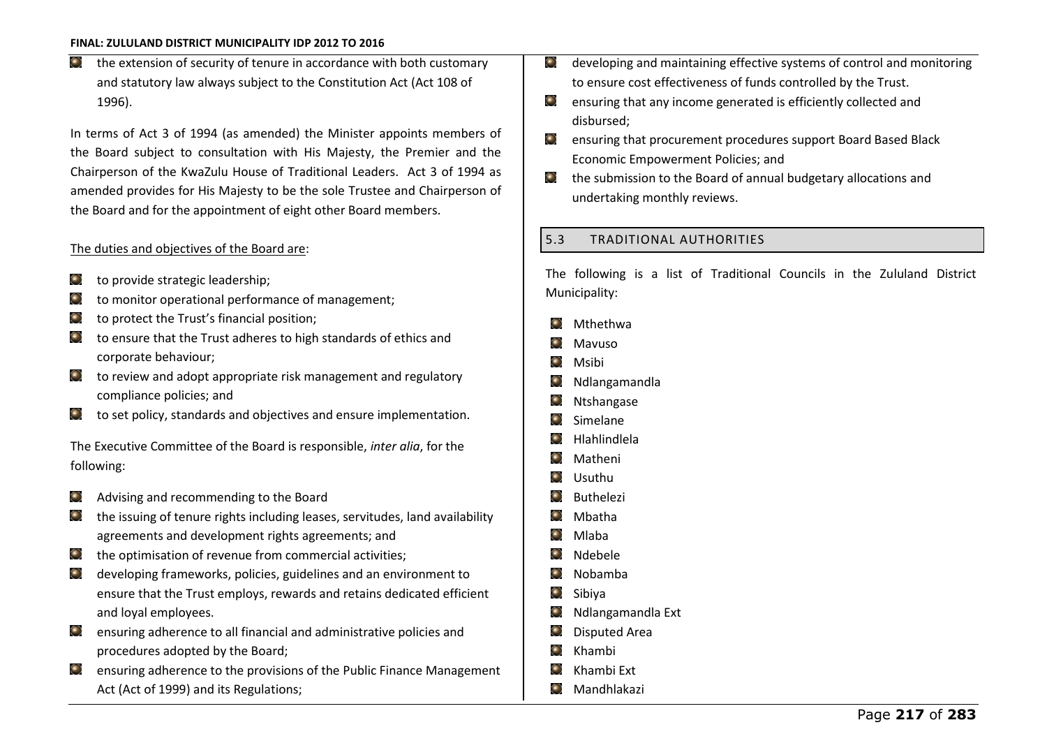- the extension of security of tenure in accordance with both customary and statutory law always subject to the Constitution Act (Act 108 of 1996).

In terms of Act 3 of 1994 (as amended) the Minister appoints members of the Board subject to consultation with His Majesty, the Premier and the Chairperson of the KwaZulu House of Traditional Leaders. Act 3 of 1994 as amended provides for His Majesty to be the sole Trustee and Chairperson of the Board and for the appointment of eight other Board members.

The duties and objectives of the Board are:

- to provide strategic leadership;
- to monitor operational performance of management;
- to protect the Trust's financial position;
- to ensure that the Trust adheres to high standards of ethics and corporate behaviour;
- to review and adopt appropriate risk management and regulatory compliance policies; and
- to set policy, standards and objectives and ensure implementation.

The Executive Committee of the Board is responsible, *inter alia*, for the following:

- Advising and recommending to the Board
- the issuing of tenure rights including leases, servitudes, land availability agreements and development rights agreements; and
- the optimisation of revenue from commercial activities;
- developing frameworks, policies, guidelines and an environment to ensure that the Trust employs, rewards and retains dedicated efficient and loyal employees.
- ensuring adherence to all financial and administrative policies and procedures adopted by the Board;
- ensuring adherence to the provisions of the Public Finance Management Act (Act of 1999) and its Regulations;
- developing and maintaining effective systems of control and monitoring to ensure cost effectiveness of funds controlled by the Trust.
- ensuring that any income generated is efficiently collected and disbursed;
- ensuring that procurement procedures support Board Based Black Economic Empowerment Policies; and
- the submission to the Board of annual budgetary allocations and undertaking monthly reviews.

## 5.3 TRADITIONAL AUTHORITIES

The following is a list of Traditional Councils in the Zululand District Municipality:

- Mthethwa
- Mavuso
- Msibi
- Ndlangamandla
- Ntshangase
- Simelane
- Hlahlindlela
- Matheni
- Usuthu
- Buthelezi
- Mbatha
- Mlaba
- Ndebele
- Nobamba
- Sibiya
- Ndlangamandla Ext
- Disputed Area
- Khambi
- Khambi Ext
- Mandhlakazi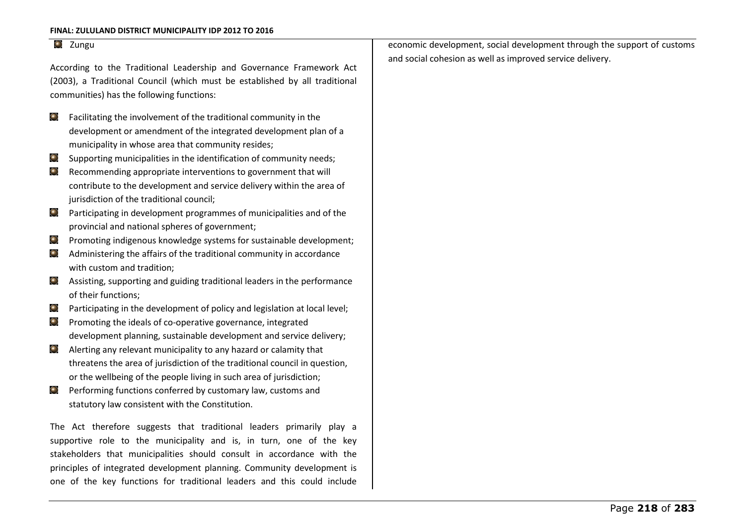- Zungu

According to the Traditional Leadership and Governance Framework Act (2003), a Traditional Council (which must be established by all traditional communities) has the following functions:

- Facilitating the involvement of the traditional community in the development or amendment of the integrated development plan of a municipality in whose area that community resides;
- Supporting municipalities in the identification of community needs;
- Recommending appropriate interventions to government that will contribute to the development and service delivery within the area of jurisdiction of the traditional council;
- Participating in development programmes of municipalities and of the provincial and national spheres of government;
- Promoting indigenous knowledge systems for sustainable development;
- Administering the affairs of the traditional community in accordance with custom and tradition;
- Assisting, supporting and guiding traditional leaders in the performance of their functions;
- Participating in the development of policy and legislation at local level;
- Promoting the ideals of co-operative governance, integrated development planning, sustainable development and service delivery;
- Alerting any relevant municipality to any hazard or calamity that threatens the area of jurisdiction of the traditional council in question, or the wellbeing of the people living in such area of jurisdiction;
- Performing functions conferred by customary law, customs and statutory law consistent with the Constitution.

The Act therefore suggests that traditional leaders primarily play a supportive role to the municipality and is, in turn, one of the key stakeholders that municipalities should consult in accordance with the principles of integrated development planning. Community development is one of the key functions for traditional leaders and this could include economic development, social development through the support of customs and social cohesion as well as improved service delivery.